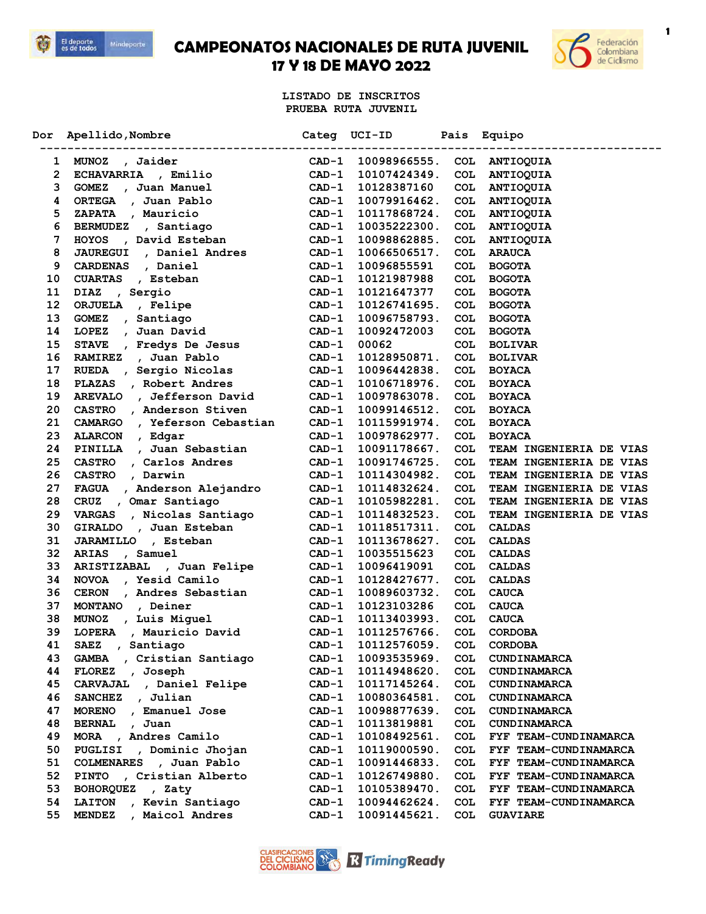# CAMPEONATOS NACIONALES DE RUTA JUVENIL
## 17 Y 18 DE MAYO 2022

LISTADO DE INSCRITOS
PRUEBA RUTA JUVENIL

| Dor | Apellido,Nombre | Categ | UCI-ID | Pais | Equipo |
|---|---|---|---|---|---|
| 1 | MUNOZ , Jaider | CAD-1 | 10098966555. | COL | ANTIOQUIA |
| 2 | ECHAVARRIA , Emilio | CAD-1 | 10107424349. | COL | ANTIOQUIA |
| 3 | GOMEZ , Juan Manuel | CAD-1 | 10128387160 | COL | ANTIOQUIA |
| 4 | ORTEGA , Juan Pablo | CAD-1 | 10079916462. | COL | ANTIOQUIA |
| 5 | ZAPATA , Mauricio | CAD-1 | 10117868724. | COL | ANTIOQUIA |
| 6 | BERMUDEZ , Santiago | CAD-1 | 10035222300. | COL | ANTIOQUIA |
| 7 | HOYOS , David Esteban | CAD-1 | 10098862885. | COL | ANTIOQUIA |
| 8 | JAUREGUI , Daniel Andres | CAD-1 | 10066506517. | COL | ARAUCA |
| 9 | CARDENAS , Daniel | CAD-1 | 10096855591 | COL | BOGOTA |
| 10 | CUARTAS , Esteban | CAD-1 | 10121987988 | COL | BOGOTA |
| 11 | DIAZ , Sergio | CAD-1 | 10121647377 | COL | BOGOTA |
| 12 | ORJUELA , Felipe | CAD-1 | 10126741695. | COL | BOGOTA |
| 13 | GOMEZ , Santiago | CAD-1 | 10096758793. | COL | BOGOTA |
| 14 | LOPEZ , Juan David | CAD-1 | 10092472003 | COL | BOGOTA |
| 15 | STAVE , Fredys De Jesus | CAD-1 | 00062 | COL | BOLIVAR |
| 16 | RAMIREZ , Juan Pablo | CAD-1 | 10128950871. | COL | BOLIVAR |
| 17 | RUEDA , Sergio Nicolas | CAD-1 | 10096442838. | COL | BOYACA |
| 18 | PLAZAS , Robert Andres | CAD-1 | 10106718976. | COL | BOYACA |
| 19 | AREVALO , Jefferson David | CAD-1 | 10097863078. | COL | BOYACA |
| 20 | CASTRO , Anderson Stiven | CAD-1 | 10099146512. | COL | BOYACA |
| 21 | CAMARGO , Yeferson Cebastian | CAD-1 | 10115991974. | COL | BOYACA |
| 23 | ALARCON , Edgar | CAD-1 | 10097862977. | COL | BOYACA |
| 24 | PINILLA , Juan Sebastian | CAD-1 | 10091178667. | COL | TEAM INGENIERIA DE VIAS |
| 25 | CASTRO , Carlos Andres | CAD-1 | 10091746725. | COL | TEAM INGENIERIA DE VIAS |
| 26 | CASTRO , Darwin | CAD-1 | 10114304982. | COL | TEAM INGENIERIA DE VIAS |
| 27 | FAGUA , Anderson Alejandro | CAD-1 | 10114832624. | COL | TEAM INGENIERIA DE VIAS |
| 28 | CRUZ , Omar Santiago | CAD-1 | 10105982281. | COL | TEAM INGENIERIA DE VIAS |
| 29 | VARGAS , Nicolas Santiago | CAD-1 | 10114832523. | COL | TEAM INGENIERIA DE VIAS |
| 30 | GIRALDO , Juan Esteban | CAD-1 | 10118517311. | COL | CALDAS |
| 31 | JARAMILLO , Esteban | CAD-1 | 10113678627. | COL | CALDAS |
| 32 | ARIAS , Samuel | CAD-1 | 10035515623 | COL | CALDAS |
| 33 | ARISTIZABAL , Juan Felipe | CAD-1 | 10096419091 | COL | CALDAS |
| 34 | NOVOA , Yesid Camilo | CAD-1 | 10128427677. | COL | CALDAS |
| 36 | CERON , Andres Sebastian | CAD-1 | 10089603732. | COL | CAUCA |
| 37 | MONTANO , Deiner | CAD-1 | 10123103286 | COL | CAUCA |
| 38 | MUNOZ , Luis Miguel | CAD-1 | 10113403993. | COL | CAUCA |
| 39 | LOPERA , Mauricio David | CAD-1 | 10112576766. | COL | CORDOBA |
| 41 | SAEZ , Santiago | CAD-1 | 10112576059. | COL | CORDOBA |
| 43 | GAMBA , Cristian Santiago | CAD-1 | 10093535969. | COL | CUNDINAMARCA |
| 44 | FLOREZ , Jospeh | CAD-1 | 10114948620. | COL | CUNDINAMARCA |
| 45 | CARVAJAL , Daniel Felipe | CAD-1 | 10117145264. | COL | CUNDINAMARCA |
| 46 | SANCHEZ , Julian | CAD-1 | 10080364581. | COL | CUNDINAMARCA |
| 47 | MORENO , Emanuel Jose | CAD-1 | 10098877639. | COL | CUNDINAMARCA |
| 48 | BERNAL , Juan | CAD-1 | 10113819881 | COL | CUNDINAMARCA |
| 49 | MORA , Andres Camilo | CAD-1 | 10108492561. | COL | FYF TEAM-CUNDINAMARCA |
| 50 | PUGLISI , Dominic Jhojan | CAD-1 | 10119000590. | COL | FYF TEAM-CUNDINAMARCA |
| 51 | COLMENARES , Juan Pablo | CAD-1 | 10091446833. | COL | FYF TEAM-CUNDINAMARCA |
| 52 | PINTO , Cristian Alberto | CAD-1 | 10126749880. | COL | FYF TEAM-CUNDINAMARCA |
| 53 | BOHORQUEZ , Zaty | CAD-1 | 10105389470. | COL | FYF TEAM-CUNDINAMARCA |
| 54 | LAITON , Kevin Santiago | CAD-1 | 10094462624. | COL | FYF TEAM-CUNDINAMARCA |
| 55 | MENDEZ , Maicol Andres | CAD-1 | 10091445621. | COL | GUAVIARE |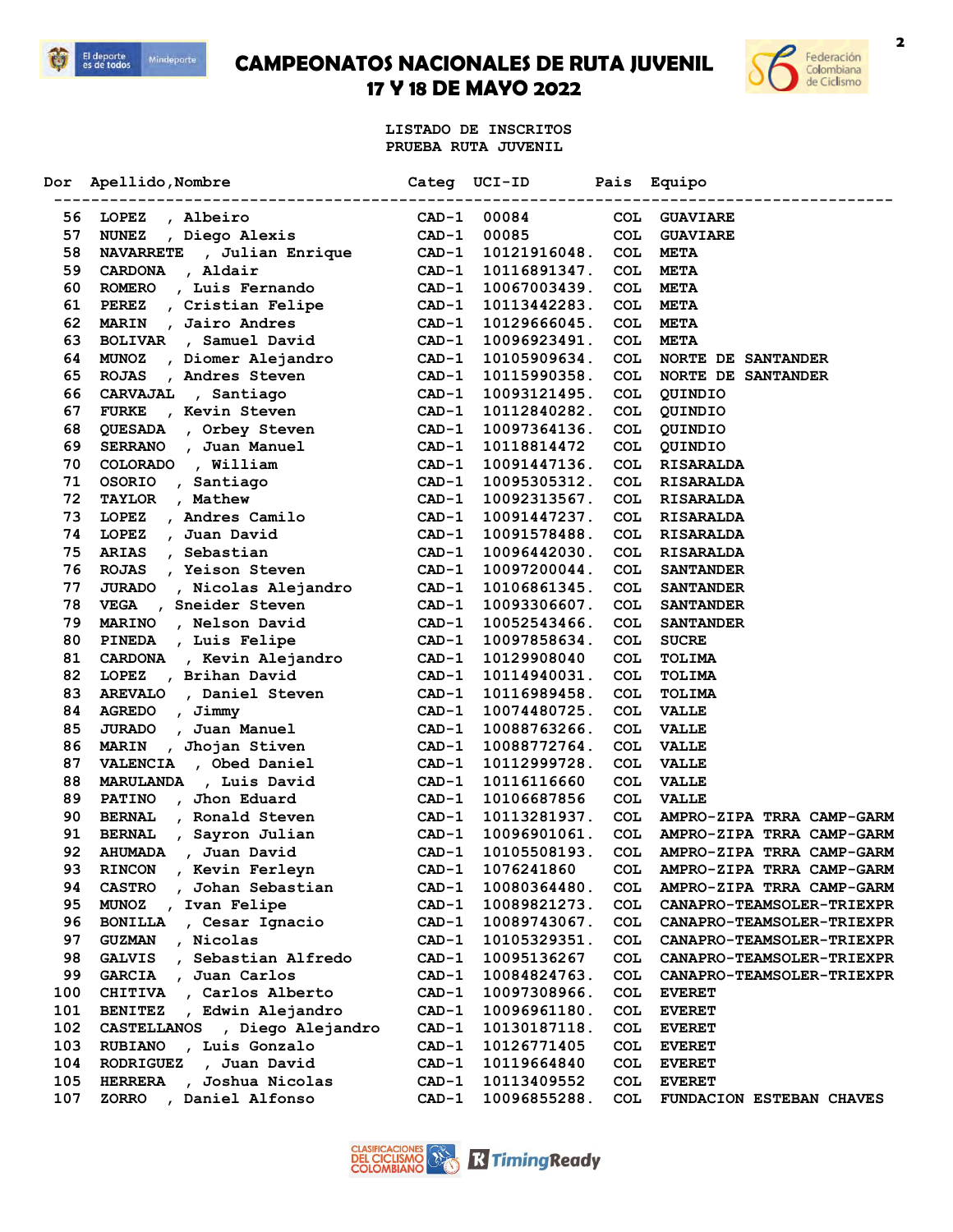# CAMPEONATOS NACIONALES DE RUTA JUVENIL
## 17 Y 18 DE MAYO 2022

LISTADO DE INSCRITOS
PRUEBA RUTA JUVENIL

| Dor | Apellido,Nombre | Categ | UCI-ID | Pais | Equipo |
|---|---|---|---|---|---|
| 56 | LOPEZ , Albeiro | CAD-1 | 00084 | COL | GUAVIARE |
| 57 | NUNEZ , Diego Alexis | CAD-1 | 00085 | COL | GUAVIARE |
| 58 | NAVARRETE , Julian Enrique | CAD-1 | 10121916048. | COL | META |
| 59 | CARDONA , Aldair | CAD-1 | 10116891347. | COL | META |
| 60 | ROMERO , Luis Fernando | CAD-1 | 10067003439. | COL | META |
| 61 | PEREZ , Cristian Felipe | CAD-1 | 10113442283. | COL | META |
| 62 | MARIN , Jairo Andres | CAD-1 | 10129666045. | COL | META |
| 63 | BOLIVAR , Samuel David | CAD-1 | 10096923491. | COL | META |
| 64 | MUNOZ , Diomer Alejandro | CAD-1 | 10105909634. | COL | NORTE DE SANTANDER |
| 65 | ROJAS , Andres Steven | CAD-1 | 10115990358. | COL | NORTE DE SANTANDER |
| 66 | CARVAJAL , Santiago | CAD-1 | 10093121495. | COL | QUINDIO |
| 67 | FURKE , Kevin Steven | CAD-1 | 10112840282. | COL | QUINDIO |
| 68 | QUESADA , Orbey Steven | CAD-1 | 10097364136. | COL | QUINDIO |
| 69 | SERRANO , Juan Manuel | CAD-1 | 10118814472 | COL | QUINDIO |
| 70 | COLORADO , William | CAD-1 | 10091447136. | COL | RISARALDA |
| 71 | OSORIO , Santiago | CAD-1 | 10095305312. | COL | RISARALDA |
| 72 | TAYLOR , Mathew | CAD-1 | 10092313567. | COL | RISARALDA |
| 73 | LOPEZ , Andres Camilo | CAD-1 | 10091447237. | COL | RISARALDA |
| 74 | LOPEZ , Juan David | CAD-1 | 10091578488. | COL | RISARALDA |
| 75 | ARIAS , Sebastian | CAD-1 | 10096442030. | COL | RISARALDA |
| 76 | ROJAS , Yeison Steven | CAD-1 | 10097200044. | COL | SANTANDER |
| 77 | JURADO , Nicolas Alejandro | CAD-1 | 10106861345. | COL | SANTANDER |
| 78 | VEGA , Sneider Steven | CAD-1 | 10093306607. | COL | SANTANDER |
| 79 | MARINO , Nelson David | CAD-1 | 10052543466. | COL | SANTANDER |
| 80 | PINEDA , Luis Felipe | CAD-1 | 10097858634. | COL | SUCRE |
| 81 | CARDONA , Kevin Alejandro | CAD-1 | 10129908040 | COL | TOLIMA |
| 82 | LOPEZ , Brihan David | CAD-1 | 10114940031. | COL | TOLIMA |
| 83 | AREVALO , Daniel Steven | CAD-1 | 10116989458. | COL | TOLIMA |
| 84 | AGREDO , Jimmy | CAD-1 | 10074480725. | COL | VALLE |
| 85 | JURADO , Juan Manuel | CAD-1 | 10088763266. | COL | VALLE |
| 86 | MARIN , Jhojan Stiven | CAD-1 | 10088772764. | COL | VALLE |
| 87 | VALENCIA , Obed Daniel | CAD-1 | 10112999728. | COL | VALLE |
| 88 | MARULANDA , Luis David | CAD-1 | 10116116660 | COL | VALLE |
| 89 | PATINO , Jhon Eduard | CAD-1 | 10106687856 | COL | VALLE |
| 90 | BERNAL , Ronald Steven | CAD-1 | 10113281937. | COL | AMPRO-ZIPA TRRA CAMP-GARM |
| 91 | BERNAL , Sayron Julian | CAD-1 | 10096901061. | COL | AMPRO-ZIPA TRRA CAMP-GARM |
| 92 | AHUMADA , Juan David | CAD-1 | 10105508193. | COL | AMPRO-ZIPA TRRA CAMP-GARM |
| 93 | RINCON , Kevin Ferleyn | CAD-1 | 1076241860 | COL | AMPRO-ZIPA TRRA CAMP-GARM |
| 94 | CASTRO , Johan Sebastian | CAD-1 | 10080364480. | COL | AMPRO-ZIPA TRRA CAMP-GARM |
| 95 | MUNOZ , Ivan Felipe | CAD-1 | 10089821273. | COL | CANAPRO-TEAMSOLER-TRIEXPR |
| 96 | BONILLA , Cesar Ignacio | CAD-1 | 10089743067. | COL | CANAPRO-TEAMSOLER-TRIEXPR |
| 97 | GUZMAN , Nicolas | CAD-1 | 10105329351. | COL | CANAPRO-TEAMSOLER-TRIEXPR |
| 98 | GALVIS , Sebastian Alfredo | CAD-1 | 10095136267 | COL | CANAPRO-TEAMSOLER-TRIEXPR |
| 99 | GARCIA , Juan Carlos | CAD-1 | 10084824763. | COL | CANAPRO-TEAMSOLER-TRIEXPR |
| 100 | CHITIVA , Carlos Alberto | CAD-1 | 10097308966. | COL | EVERET |
| 101 | BENITEZ , Edwin Alejandro | CAD-1 | 10096961180. | COL | EVERET |
| 102 | CASTELLANOS , Diego Alejandro | CAD-1 | 10130187118. | COL | EVERET |
| 103 | RUBIANO , Luis Gonzalo | CAD-1 | 10126771405 | COL | EVERET |
| 104 | RODRIGUEZ , Juan David | CAD-1 | 10119664840 | COL | EVERET |
| 105 | HERRERA , Joshua Nicolas | CAD-1 | 10113409552 | COL | EVERET |
| 107 | ZORRO , Daniel Alfonso | CAD-1 | 10096855288. | COL | FUNDACION ESTEBAN CHAVES |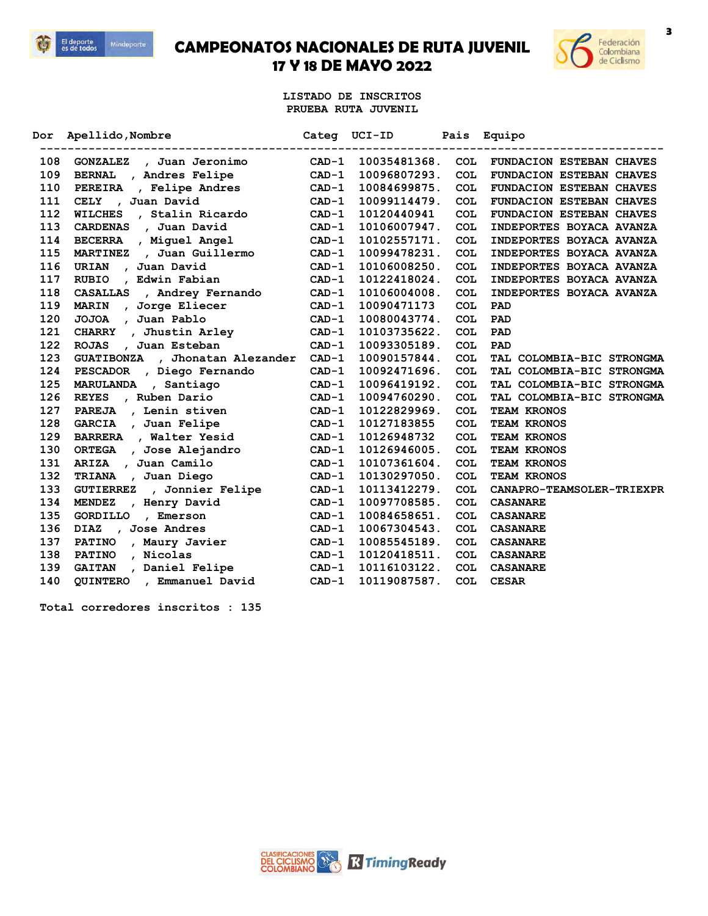# CAMPEONATOS NACIONALES DE RUTA JUVENIL
## 17 Y 18 DE MAYO 2022

**LISTADO DE INSCRITOS**
**PRUEBA RUTA JUVENIL**

| Dor | Apellido,Nombre | Categ | UCI-ID | Pais | Equipo |
|---|---|---|---|---|---|
| 108 | GONZALEZ , Juan Jeronimo | CAD-1 | 10035481368. | COL | FUNDACION ESTEBAN CHAVES |
| 109 | BERNAL , Andres Felipe | CAD-1 | 10096807293. | COL | FUNDACION ESTEBAN CHAVES |
| 110 | PEREIRA , Felipe Andres | CAD-1 | 10084699875. | COL | FUNDACION ESTEBAN CHAVES |
| 111 | CELY , Juan David | CAD-1 | 10099114479. | COL | FUNDACION ESTEBAN CHAVES |
| 112 | WILCHES , Stalin Ricardo | CAD-1 | 10120440941 | COL | FUNDACION ESTEBAN CHAVES |
| 113 | CARDENAS , Juan David | CAD-1 | 10106007947. | COL | INDEPORTES BOYACA AVANZA |
| 114 | BECERRA , Miguel Angel | CAD-1 | 10102557171. | COL | INDEPORTES BOYACA AVANZA |
| 115 | MARTINEZ , Juan Guillermo | CAD-1 | 10099478231. | COL | INDEPORTES BOYACA AVANZA |
| 116 | URIAN , Juan David | CAD-1 | 10106008250. | COL | INDEPORTES BOYACA AVANZA |
| 117 | RUBIO , Edwin Fabian | CAD-1 | 10122418024. | COL | INDEPORTES BOYACA AVANZA |
| 118 | CASALLAS , Andrey Fernando | CAD-1 | 10106004008. | COL | INDEPORTES BOYACA AVANZA |
| 119 | MARIN , Jorge Eliecer | CAD-1 | 10090471173 | COL | PAD |
| 120 | JOJOA , Juan Pablo | CAD-1 | 10080043774. | COL | PAD |
| 121 | CHARRY , Jhustin Arley | CAD-1 | 10103735622. | COL | PAD |
| 122 | ROJAS , Juan Esteban | CAD-1 | 10093305189. | COL | PAD |
| 123 | GUATIBONZA , Jhonatan Alezander | CAD-1 | 10090157844. | COL | TAL COLOMBIA-BIC STRONGMA |
| 124 | PESCADOR , Diego Fernando | CAD-1 | 10092471696. | COL | TAL COLOMBIA-BIC STRONGMA |
| 125 | MARULANDA , Santiago | CAD-1 | 10096419192. | COL | TAL COLOMBIA-BIC STRONGMA |
| 126 | REYES , Ruben Dario | CAD-1 | 10094760290. | COL | TAL COLOMBIA-BIC STRONGMA |
| 127 | PAREJA , Lenin stiven | CAD-1 | 10122829969. | COL | TEAM KRONOS |
| 128 | GARCIA , Juan Felipe | CAD-1 | 10127183855 | COL | TEAM KRONOS |
| 129 | BARRERA , Walter Yesid | CAD-1 | 10126948732 | COL | TEAM KRONOS |
| 130 | ORTEGA , Jose Alejandro | CAD-1 | 10126946005. | COL | TEAM KRONOS |
| 131 | ARIZA , Juan Camilo | CAD-1 | 10107361604. | COL | TEAM KRONOS |
| 132 | TRIANA , Juan Diego | CAD-1 | 10130297050. | COL | TEAM KRONOS |
| 133 | GUTIERREZ , Jonnier Felipe | CAD-1 | 10113412279. | COL | CANAPRO-TEAMSOLER-TRIEXPR |
| 134 | MENDEZ , Henry David | CAD-1 | 10097708585. | COL | CASANARE |
| 135 | GORDILLO , Emerson | CAD-1 | 10084658651. | COL | CASANARE |
| 136 | DIAZ , Jose Andres | CAD-1 | 10067304543. | COL | CASANARE |
| 137 | PATINO , Maury Javier | CAD-1 | 10085545189. | COL | CASANARE |
| 138 | PATINO , Nicolas | CAD-1 | 10120418511. | COL | CASANARE |
| 139 | GAITAN , Daniel Felipe | CAD-1 | 10116103122. | COL | CASANARE |
| 140 | QUINTERO , Emmanuel David | CAD-1 | 10119087587. | COL | CESAR |

Total corredores inscritos : 135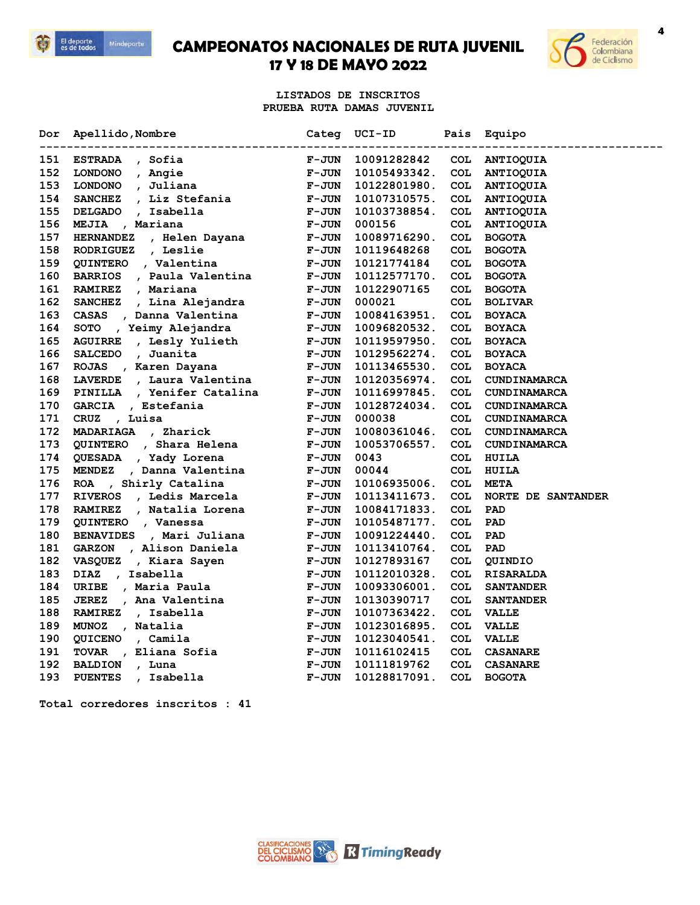# CAMPEONATOS NACIONALES DE RUTA JUVENIL
## 17 Y 18 DE MAYO 2022

LISTADOS DE INSCRITOS
PRUEBA RUTA DAMAS JUVENIL

| Dor | Apellido,Nombre | Categ | UCI-ID | Pais | Equipo |
|---|---|---|---|---|---|
| 151 | ESTRADA , Sofia | F-JUN | 10091282842 | COL | ANTIOQUIA |
| 152 | LONDONO , Angie | F-JUN | 10105493342. | COL | ANTIOQUIA |
| 153 | LONDONO , Juliana | F-JUN | 10122801980. | COL | ANTIOQUIA |
| 154 | SANCHEZ , Liz Stefania | F-JUN | 10107310575. | COL | ANTIOQUIA |
| 155 | DELGADO , Isabella | F-JUN | 10103738854. | COL | ANTIOQUIA |
| 156 | MEJIA , Mariana | F-JUN | 000156 | COL | ANTIOQUIA |
| 157 | HERNANDEZ , Helen Dayana | F-JUN | 10089716290. | COL | BOGOTA |
| 158 | RODRIGUEZ , Leslie | F-JUN | 10119648268 | COL | BOGOTA |
| 159 | QUINTERO , Valentina | F-JUN | 10121774184 | COL | BOGOTA |
| 160 | BARRIOS , Paula Valentina | F-JUN | 10112577170. | COL | BOGOTA |
| 161 | RAMIREZ , Mariana | F-JUN | 10122907165 | COL | BOGOTA |
| 162 | SANCHEZ , Lina Alejandra | F-JUN | 000021 | COL | BOLIVAR |
| 163 | CASAS , Danna Valentina | F-JUN | 10084163951. | COL | BOYACA |
| 164 | SOTO , Yeimy Alejandra | F-JUN | 10096820532. | COL | BOYACA |
| 165 | AGUIRRE , Lesly Yulieth | F-JUN | 10119597950. | COL | BOYACA |
| 166 | SALCEDO , Juanita | F-JUN | 10129562274. | COL | BOYACA |
| 167 | ROJAS , Karen Dayana | F-JUN | 10113465530. | COL | BOYACA |
| 168 | LAVERDE , Laura Valentina | F-JUN | 10120356974. | COL | CUNDINAMARCA |
| 169 | PINILLA , Yenifer Catalina | F-JUN | 10116997845. | COL | CUNDINAMARCA |
| 170 | GARCIA , Estefania | F-JUN | 10128724034. | COL | CUNDINAMARCA |
| 171 | CRUZ , Luisa | F-JUN | 000038 | COL | CUNDINAMARCA |
| 172 | MADARIAGA , Zharick | F-JUN | 10080361046. | COL | CUNDINAMARCA |
| 173 | QUINTERO , Shara Helena | F-JUN | 10053706557. | COL | CUNDINAMARCA |
| 174 | QUESADA , Yady Lorena | F-JUN | 0043 | COL | HUILA |
| 175 | MENDEZ , Danna Valentina | F-JUN | 00044 | COL | HUILA |
| 176 | ROA , Shirly Catalina | F-JUN | 10106935006. | COL | META |
| 177 | RIVEROS , Ledis Marcela | F-JUN | 10113411673. | COL | NORTE DE SANTANDER |
| 178 | RAMIREZ , Natalia Lorena | F-JUN | 10084171833. | COL | PAD |
| 179 | QUINTERO , Vanessa | F-JUN | 10105487177. | COL | PAD |
| 180 | BENAVIDES , Mari Juliana | F-JUN | 10091224440. | COL | PAD |
| 181 | GARZON , Alison Daniela | F-JUN | 10113410764. | COL | PAD |
| 182 | VASQUEZ , Kiara Sayen | F-JUN | 10127893167 | COL | QUINDIO |
| 183 | DIAZ , Isabella | F-JUN | 10112010328. | COL | RISARALDA |
| 184 | URIBE , Maria Paula | F-JUN | 10093306001. | COL | SANTANDER |
| 185 | JEREZ , Ana Valentina | F-JUN | 10130390717 | COL | SANTANDER |
| 188 | RAMIREZ , Isabella | F-JUN | 10107363422. | COL | VALLE |
| 189 | MUNOZ , Natalia | F-JUN | 10123016895. | COL | VALLE |
| 190 | QUICENO , Camila | F-JUN | 10123040541. | COL | VALLE |
| 191 | TOVAR , Eliana Sofia | F-JUN | 10116102415 | COL | CASANARE |
| 192 | BALDION , Luna | F-JUN | 10111819762 | COL | CASANARE |
| 193 | PUENTES , Isabella | F-JUN | 10128817091. | COL | BOGOTA |

Total corredores inscritos : 41